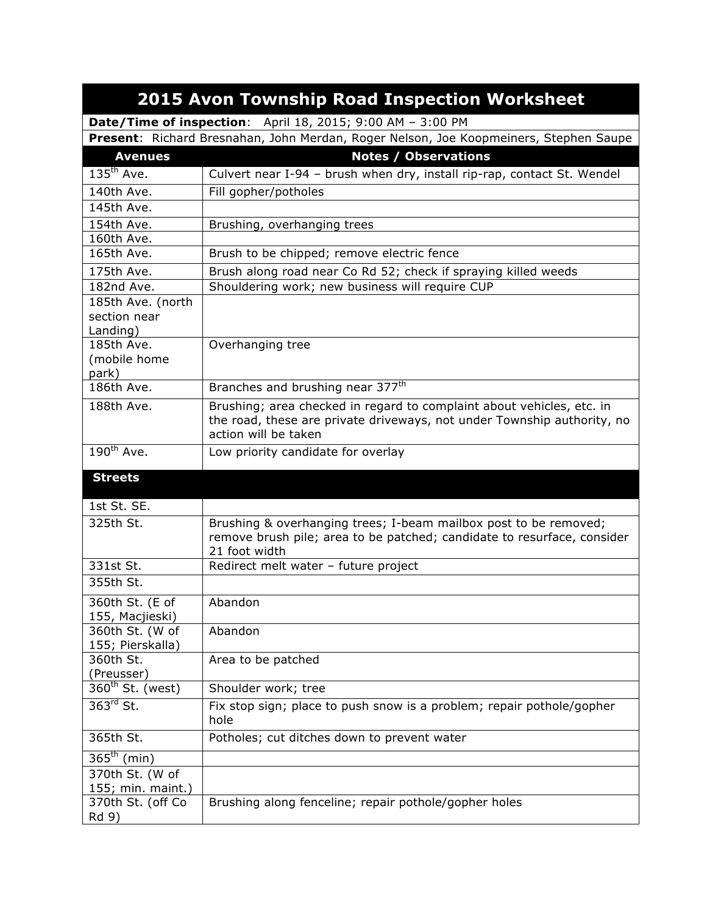# 2015 Avon Township Road Inspection Worksheet

**Date/Time of inspection**: April 18, 2015; 9:00 AM – 3:00 PM

**Present**: Richard Bresnahan, John Merdan, Roger Nelson, Joe Koopmeiners, Stephen Saupe

| Avenues | Notes / Observations |
|---|---|
| 135th Ave. | Culvert near I-94 – brush when dry, install rip-rap, contact St. Wendel |
| 140th Ave. | Fill gopher/potholes |
| 145th Ave. | |
| 154th Ave. | Brushing, overhanging trees |
| 160th Ave. | |
| 165th Ave. | Brush to be chipped; remove electric fence |
| 175th Ave. | Brush along road near Co Rd 52; check if spraying killed weeds |
| 182nd Ave. | Shouldering work; new business will require CUP |
| 185th Ave. (north section near Landing) | |
| 185th Ave. (mobile home park) | Overhanging tree |
| 186th Ave. | Branches and brushing near 377th |
| 188th Ave. | Brushing; area checked in regard to complaint about vehicles, etc. in the road, these are private driveways, not under Township authority, no action will be taken |
| 190th Ave. | Low priority candidate for overlay |
| **Streets** | |
| 1st St. SE. | |
| 325th St. | Brushing & overhanging trees; I-beam mailbox post to be removed; remove brush pile; area to be patched; candidate to resurface, consider 21 foot width |
| 331st St. | Redirect melt water – future project |
| 355th St. | |
| 360th St. (E of 155, Macjieski) | Abandon |
| 360th St. (W of 155; Pierskalla) | Abandon |
| 360th St. (Preusser) | Area to be patched |
| 360th St. (west) | Shoulder work; tree |
| 363rd St. | Fix stop sign; place to push snow is a problem; repair pothole/gopher hole |
| 365th St. | Potholes; cut ditches down to prevent water |
| 365th (min) | |
| 370th St. (W of 155; min. maint.) | |
| 370th St. (off Co Rd 9) | Brushing along fenceline; repair pothole/gopher holes |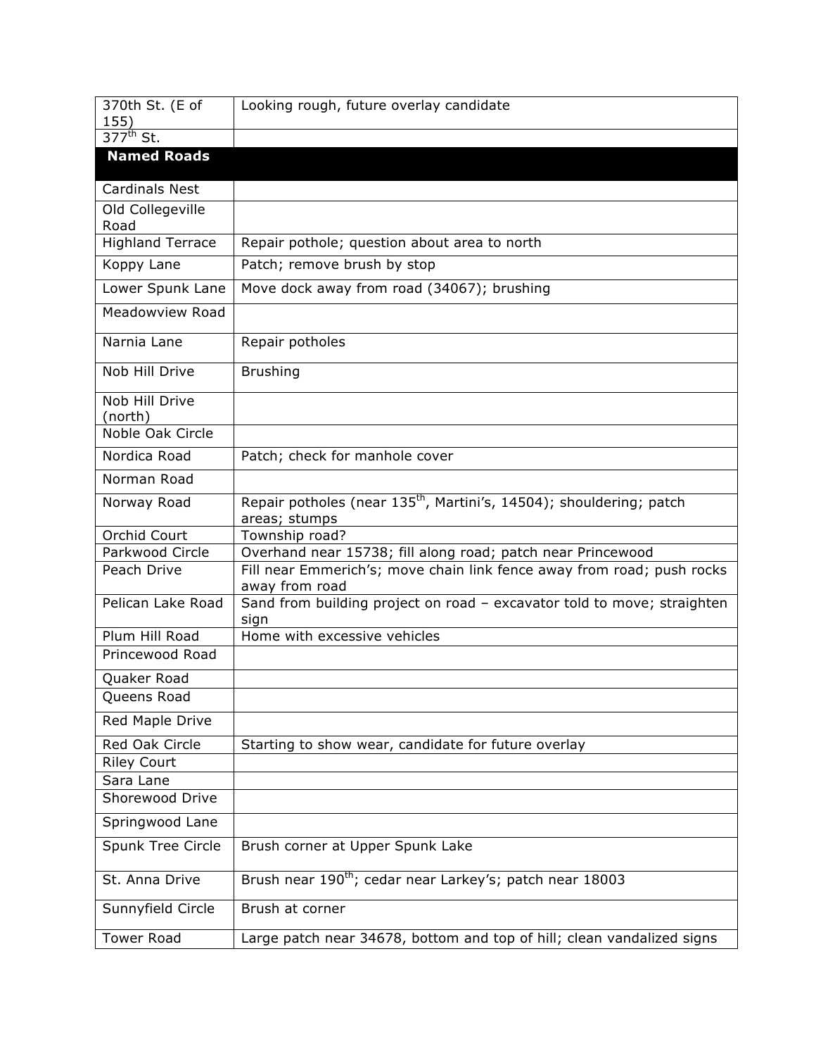| | |
|---|---|
| 370th St. (E of 155) | Looking rough, future overlay candidate |
| 377th St. | |
| **Named Roads** | |
| Cardinals Nest | |
| Old Collegeville Road | |
| Highland Terrace | Repair pothole; question about area to north |
| Koppy Lane | Patch; remove brush by stop |
| Lower Spunk Lane | Move dock away from road (34067); brushing |
| Meadowview Road | |
| Narnia Lane | Repair potholes |
| Nob Hill Drive | Brushing |
| Nob Hill Drive (north) | |
| Noble Oak Circle | |
| Nordica Road | Patch; check for manhole cover |
| Norman Road | |
| Norway Road | Repair potholes (near 135th, Martini's, 14504); shouldering; patch areas; stumps |
| Orchid Court | Township road? |
| Parkwood Circle | Overhand near 15738; fill along road; patch near Princewood |
| Peach Drive | Fill near Emmerich's; move chain link fence away from road; push rocks away from road |
| Pelican Lake Road | Sand from building project on road – excavator told to move; straighten sign |
| Plum Hill Road | Home with excessive vehicles |
| Princewood Road | |
| Quaker Road | |
| Queens Road | |
| Red Maple Drive | |
| Red Oak Circle | Starting to show wear, candidate for future overlay |
| Riley Court | |
| Sara Lane | |
| Shorewood Drive | |
| Springwood Lane | |
| Spunk Tree Circle | Brush corner at Upper Spunk Lake |
| St. Anna Drive | Brush near 190th; cedar near Larkey's; patch near 18003 |
| Sunnyfield Circle | Brush at corner |
| Tower Road | Large patch near 34678, bottom and top of hill; clean vandalized signs |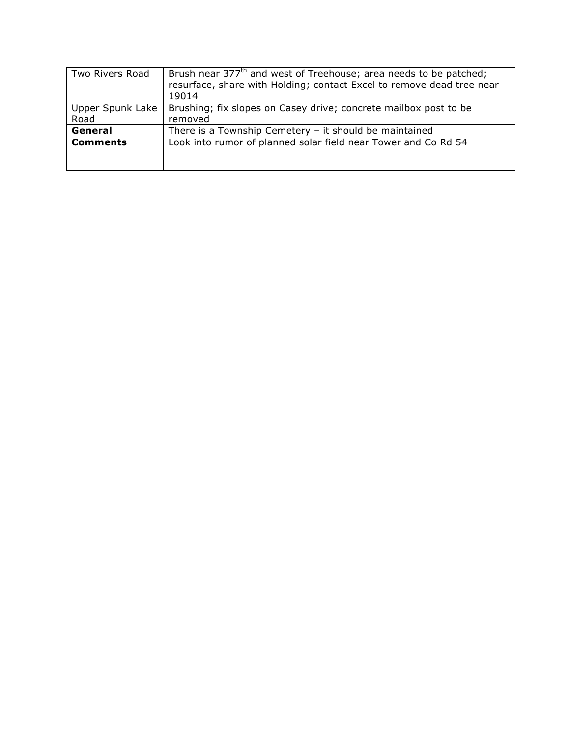| | |
|---|---|
| Two Rivers Road | Brush near 377th and west of Treehouse; area needs to be patched; resurface, share with Holding; contact Excel to remove dead tree near 19014 |
| Upper Spunk Lake Road | Brushing; fix slopes on Casey drive; concrete mailbox post to be removed |
| **General Comments** | There is a Township Cemetery – it should be maintained<br>Look into rumor of planned solar field near Tower and Co Rd 54 |